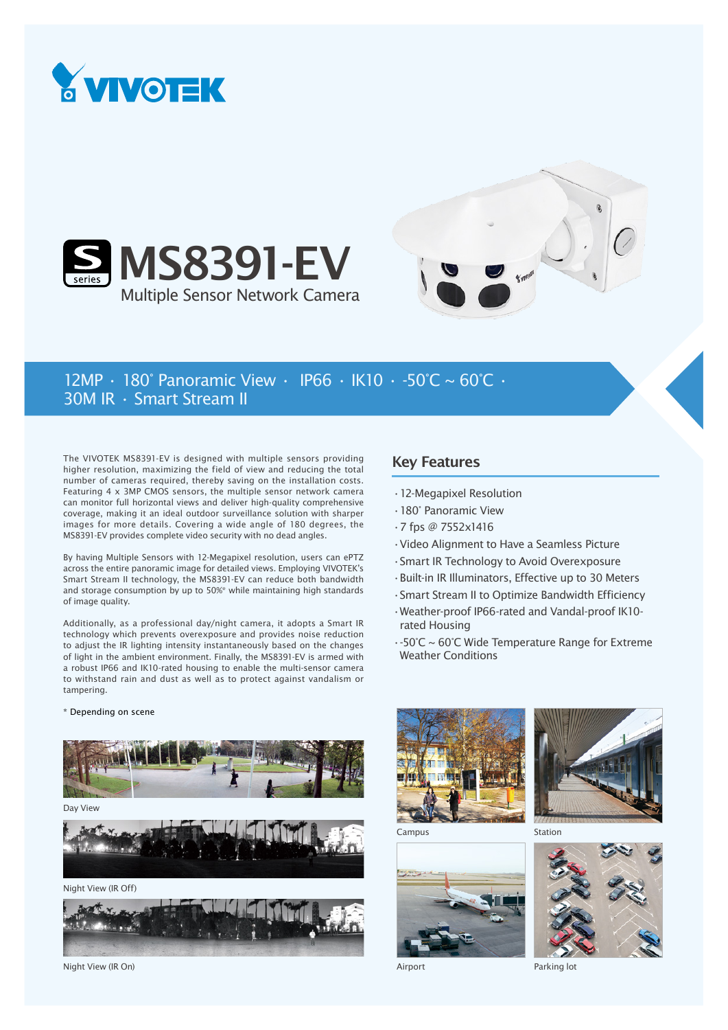# MS8391-EV

Multiple Sensor Network Camera

12MP · 180° Panoramic View · IP66 · IK10 · -50°C ~ 60°C · 30M IR · Smart Stream II

The VIVOTEK MS8391-EV is designed with multiple sensors providing higher resolution, maximizing the field of view and reducing the total number of cameras required, thereby saving on the installation costs. Featuring 4 x 3MP CMOS sensors, the multiple sensor network camera can monitor full horizontal views and deliver high-quality comprehensive coverage, making it an ideal outdoor surveillance solution with sharper images for more details. Covering a wide angle of 180 degrees, the MS8391-EV provides complete video security with no dead angles.

By having Multiple Sensors with 12-Megapixel resolution, users can ePTZ across the entire panoramic image for detailed views. Employing VIVOTEK's Smart Stream II technology, the MS8391-EV can reduce both bandwidth and storage consumption by up to 50%* while maintaining high standards of image quality.

Additionally, as a professional day/night camera, it adopts a Smart IR technology which prevents overexposure and provides noise reduction to adjust the IR lighting intensity instantaneously based on the changes of light in the ambient environment. Finally, the MS8391-EV is armed with a robust IP66 and IK10-rated housing to enable the multi-sensor camera to withstand rain and dust as well as to protect against vandalism or tampering.

\* Depending on scene

Day View

Night View (IR Off)

Night View (IR On)

## Key Features

- 12-Megapixel Resolution
- 180° Panoramic View
- 7 fps @ 7552x1416
- Video Alignment to Have a Seamless Picture
- Smart IR Technology to Avoid Overexposure
- Built-in IR Illuminators, Effective up to 30 Meters
- Smart Stream II to Optimize Bandwidth Efficiency
- Weather-proof IP66-rated and Vandal-proof IK10-rated Housing
- -50°C ~ 60°C Wide Temperature Range for Extreme Weather Conditions

Campus

Station

Airport

Parking lot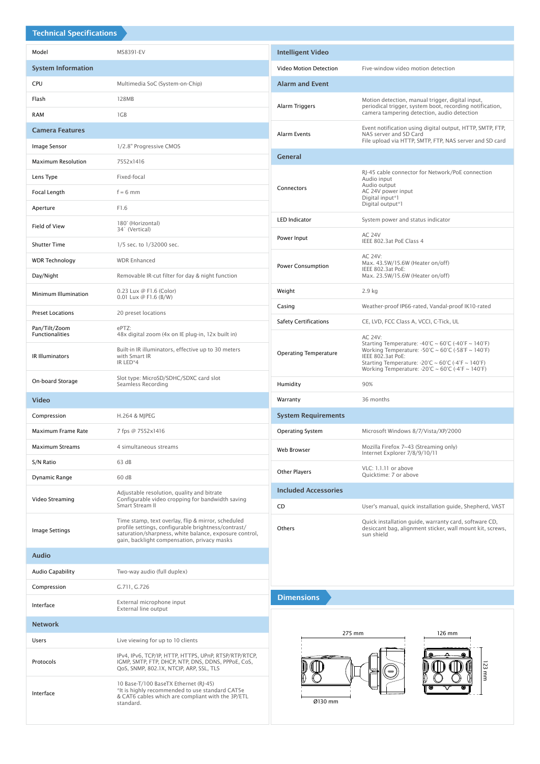## Technical Specifications

| Model | MS8391-EV |
|---|---|
| **System Information** | |
| CPU | Multimedia SoC (System-on-Chip) |
| Flash | 128MB |
| RAM | 1GB |
| **Camera Features** | |
| Image Sensor | 1/2.8" Progressive CMOS |
| Maximum Resolution | 7552x1416 |
| Lens Type | Fixed-focal |
| Focal Length | f = 6 mm |
| Aperture | F1.6 |
| Field of View | 180° (Horizontal)<br>34° (Vertical) |
| Shutter Time | 1/5 sec. to 1/32000 sec. |
| WDR Technology | WDR Enhanced |
| Day/Night | Removable IR-cut filter for day & night function |
| Minimum Illumination | 0.23 Lux @ F1.6 (Color)<br>0.01 Lux @ F1.6 (B/W) |
| Preset Locations | 20 preset locations |
| Pan/Tilt/Zoom Functionalities | ePTZ:<br>48x digital zoom (4x on IE plug-in, 12x built in) |
| IR Illuminators | Built-in IR illuminators, effective up to 30 meters with Smart IR<br>IR LED*4 |
| On-board Storage | Slot type: MicroSD/SDHC/SDXC card slot<br>Seamless Recording |
| **Video** | |
| Compression | H.264 & MJPEG |
| Maximum Frame Rate | 7 fps @ 7552x1416 |
| Maximum Streams | 4 simultaneous streams |
| S/N Ratio | 63 dB |
| Dynamic Range | 60 dB |
| Video Streaming | Adjustable resolution, quality and bitrate<br>Configurable video cropping for bandwidth saving<br>Smart Stream II |
| Image Settings | Time stamp, text overlay, flip & mirror, scheduled profile settings, configurable brightness/contrast/saturation/sharpness, white balance, exposure control, gain, backlight compensation, privacy masks |
| **Audio** | |
| Audio Capability | Two-way audio (full duplex) |
| Compression | G.711, G.726 |
| Interface | External microphone input<br>External line output |
| **Network** | |
| Users | Live viewing for up to 10 clients |
| Protocols | IPv4, IPv6, TCP/IP, HTTP, HTTPS, UPnP, RTSP/RTP/RTCP, IGMP, SMTP, FTP, DHCP, NTP, DNS, DDNS, PPPoE, CoS, QoS, SNMP, 802.1X, NTCIP, ARP, SSL, TLS |
| Interface | 10 Base-T/100 BaseTX Ethernet (RJ-45)<br>*It is highly recommended to use standard CAT5e & CAT6 cables which are compliant with the 3P/ETL standard. |

| **Intelligent Video** | |
|---|---|
| Video Motion Detection | Five-window video motion detection |
| **Alarm and Event** | |
| Alarm Triggers | Motion detection, manual trigger, digital input, periodical trigger, system boot, recording notification, camera tampering detection, audio detection |
| Alarm Events | Event notification using digital output, HTTP, SMTP, FTP, NAS server and SD Card<br>File upload via HTTP, SMTP, FTP, NAS server and SD card |
| **General** | |
| Connectors | RJ-45 cable connector for Network/PoE connection<br>Audio input<br>Audio output<br>AC 24V power input<br>Digital input*1<br>Digital output*1 |
| LED Indicator | System power and status indicator |
| Power Input | AC 24V<br>IEEE 802.3at PoE Class 4 |
| Power Consumption | AC 24V:<br>Max. 43.5W/15.6W (Heater on/off)<br>IEEE 802.3at PoE:<br>Max. 23.5W/15.6W (Heater on/off) |
| Weight | 2.9 kg |
| Casing | Weather-proof IP66-rated, Vandal-proof IK10-rated |
| Safety Certifications | CE, LVD, FCC Class A, VCCI, C-Tick, UL |
| Operating Temperature | AC 24V:<br>Starting Temperature: -40°C ~ 60°C (-40°F ~ 140°F)<br>Working Temperature: -50°C ~ 60°C (-58°F ~ 140°F)<br>IEEE 802.3at PoE:<br>Starting Temperature: -20°C ~ 60°C (-4°F ~ 140°F)<br>Working Temperature: -20°C ~ 60°C (-4°F ~ 140°F) |
| Humidity | 90% |
| Warranty | 36 months |
| **System Requirements** | |
| Operating System | Microsoft Windows 8/7/Vista/XP/2000 |
| Web Browser | Mozilla Firefox 7~43 (Streaming only)<br>Internet Explorer 7/8/9/10/11 |
| Other Players | VLC: 1.1.11 or above<br>Quicktime: 7 or above |
| **Included Accessories** | |
| CD | User's manual, quick installation guide, Shepherd, VAST |
| Others | Quick installation guide, warranty card, software CD, desiccant bag, alignment sticker, wall mount kit, screws, sun shield |

## Dimensions

275 mm

126 mm

123 mm

Ø130 mm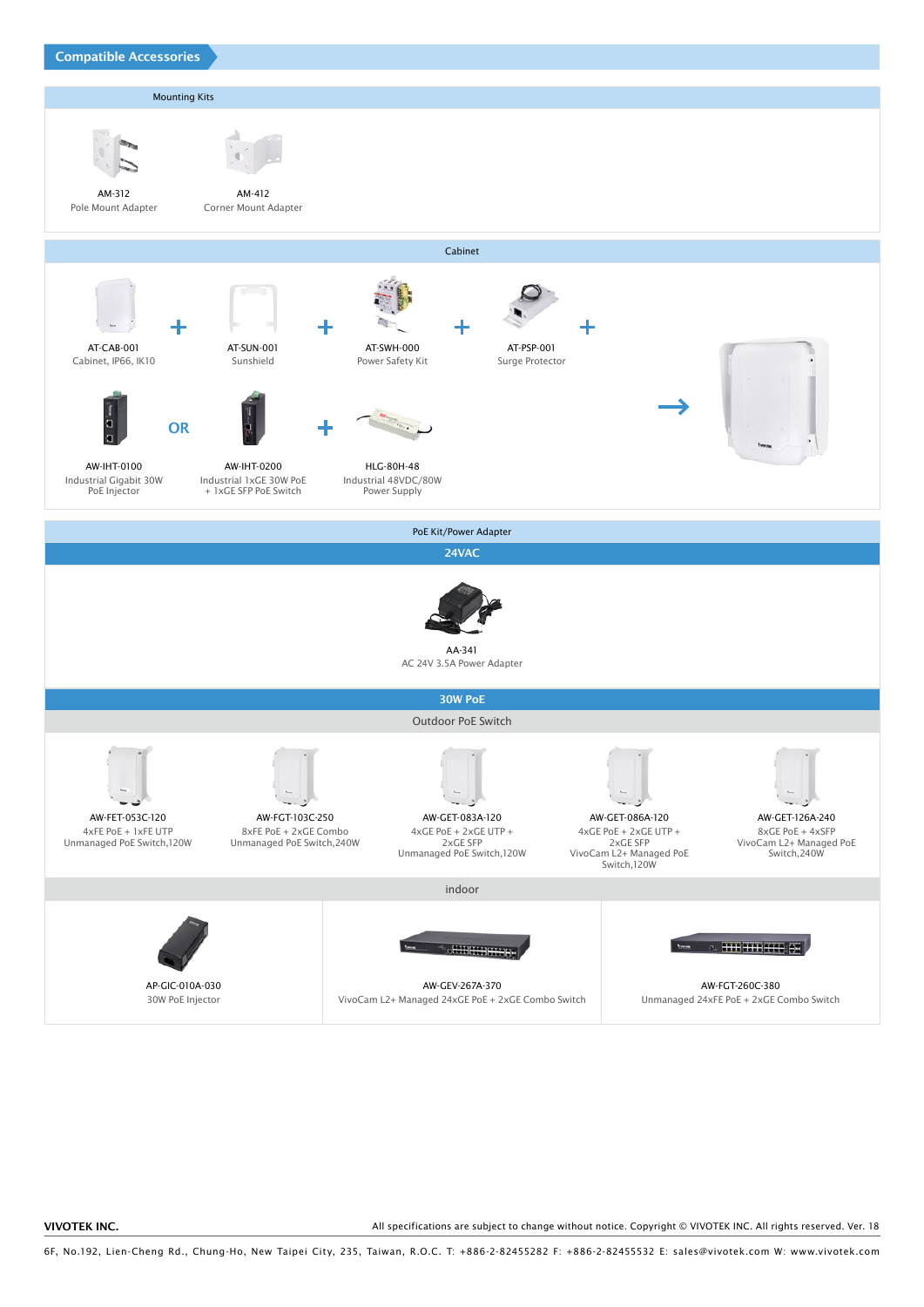## Compatible Accessories

### Mounting Kits

**AM-312**
Pole Mount Adapter

**AM-412**
Corner Mount Adapter

### Cabinet

**AT-CAB-001**
Cabinet, IP66, IK10

+

**AT-SUN-001**
Sunshield

+

**AT-SWH-000**
Power Safety Kit

+

**AT-PSP-001**
Surge Protector

+

**AW-IHT-0100**
Industrial Gigabit 30W PoE Injector

OR

**AW-IHT-0200**
Industrial 1xGE 30W PoE + 1xGE SFP PoE Switch

+

**HLG-80H-48**
Industrial 48VDC/80W Power Supply

→

### PoE Kit/Power Adapter

#### 24VAC

**AA-341**
AC 24V 3.5A Power Adapter

#### 30W PoE

##### Outdoor PoE Switch

**AW-FET-053C-120**
4xFE PoE + 1xFE UTP Unmanaged PoE Switch,120W

**AW-FGT-103C-250**
8xFE PoE + 2xGE Combo Unmanaged PoE Switch,240W

**AW-GET-083A-120**
4xGE PoE + 2xGE UTP + 2xGE SFP Unmanaged PoE Switch,120W

**AW-GET-086A-120**
4xGE PoE + 2xGE UTP + 2xGE SFP VivoCam L2+ Managed PoE Switch,120W

**AW-GET-126A-240**
8xGE PoE + 4xSFP VivoCam L2+ Managed PoE Switch,240W

##### indoor

**AP-GIC-010A-030**
30W PoE Injector

**AW-GEV-267A-370**
VivoCam L2+ Managed 24xGE PoE + 2xGE Combo Switch

**AW-FGT-260C-380**
Unmanaged 24xFE PoE + 2xGE Combo Switch

**VIVOTEK INC.**

All specifications are subject to change without notice. Copyright © VIVOTEK INC. All rights reserved. Ver. 18

6F, No.192, Lien-Cheng Rd., Chung-Ho, New Taipei City, 235, Taiwan, R.O.C. T: +886-2-82455282 F: +886-2-82455532 E: sales@vivotek.com W: www.vivotek.com